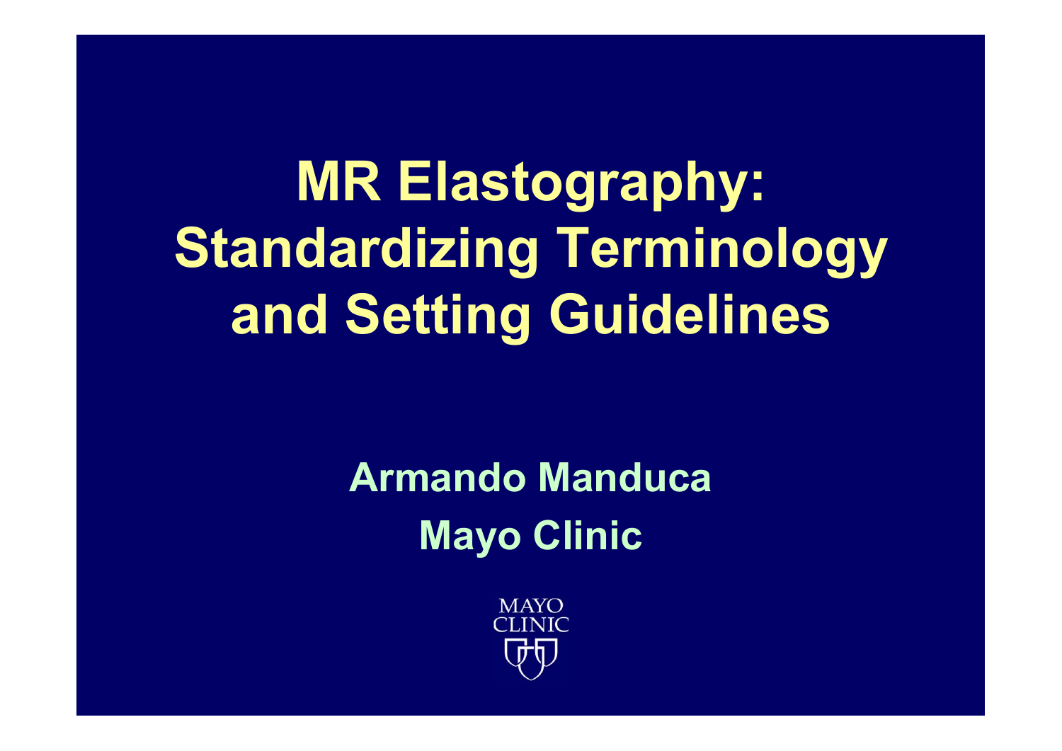# MR Elastography: Standardizing Terminology and Setting Guidelines

**Armando Manduca**

**Mayo Clinic**

MAYO CLINIC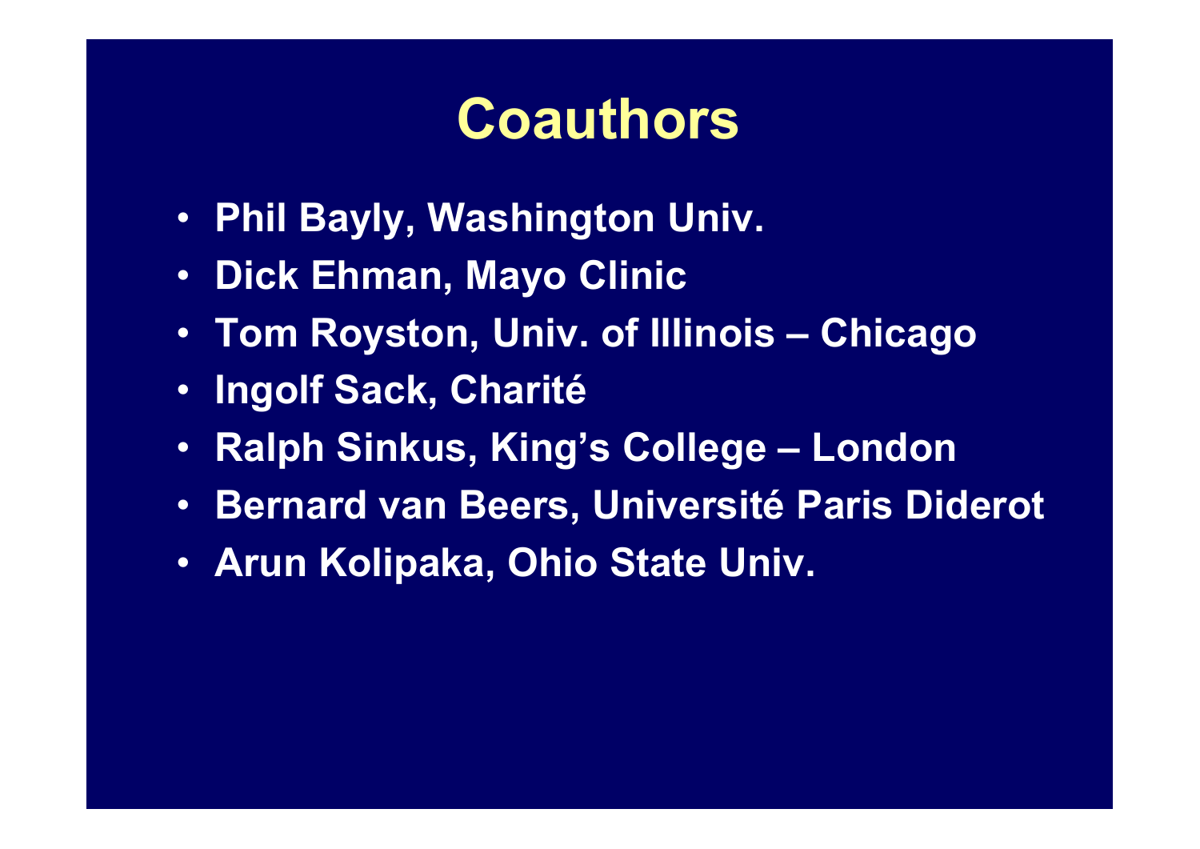# Coauthors

- Phil Bayly, Washington Univ.
- Dick Ehman, Mayo Clinic
- Tom Royston, Univ. of Illinois – Chicago
- Ingolf Sack, Charité
- Ralph Sinkus, King's College – London
- Bernard van Beers, Université Paris Diderot
- Arun Kolipaka, Ohio State Univ.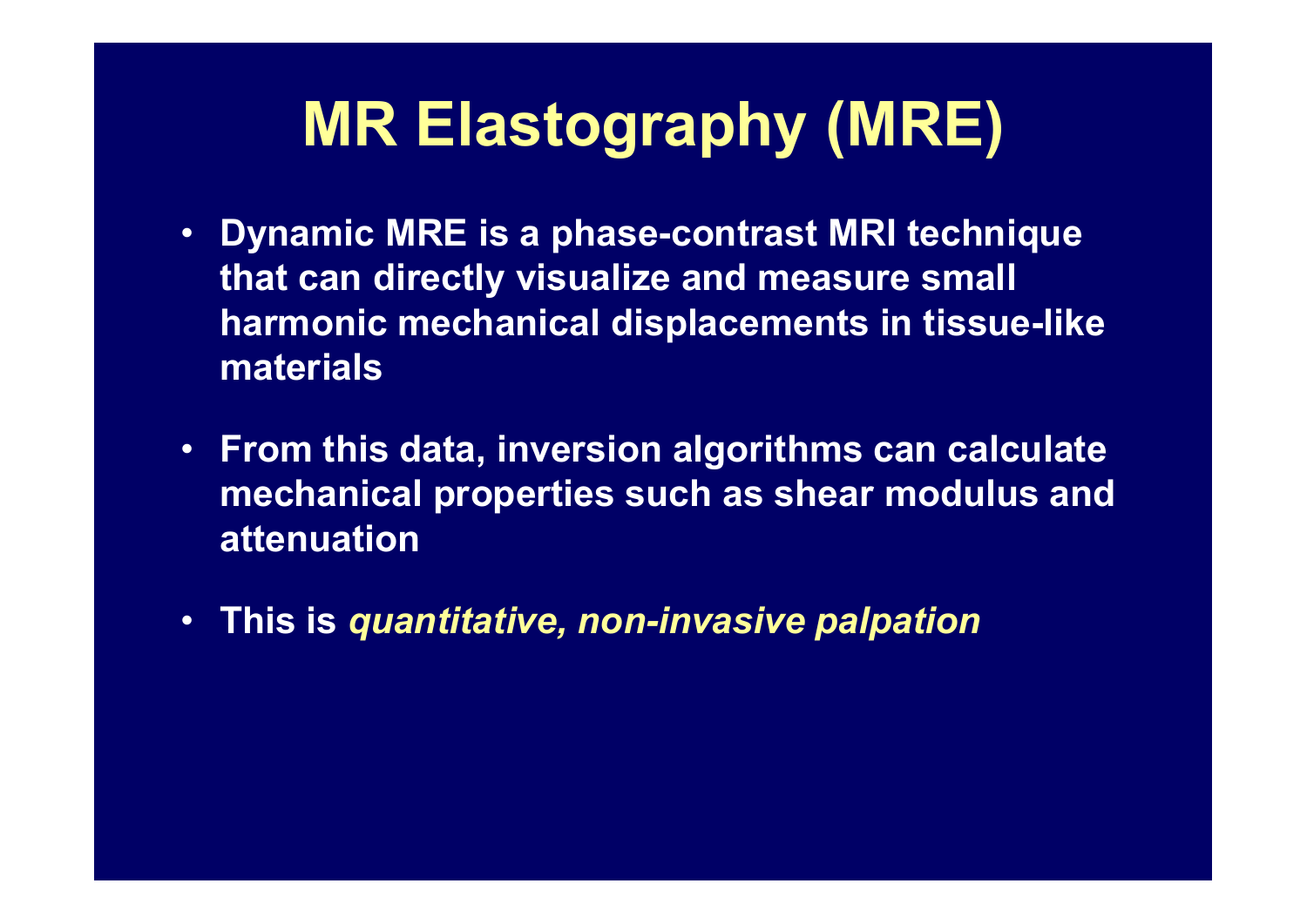# MR Elastography (MRE)

- **Dynamic MRE is a phase-contrast MRI technique that can directly visualize and measure small harmonic mechanical displacements in tissue-like materials**
- **From this data, inversion algorithms can calculate mechanical properties such as shear modulus and attenuation**
- **This is *quantitative, non-invasive palpation***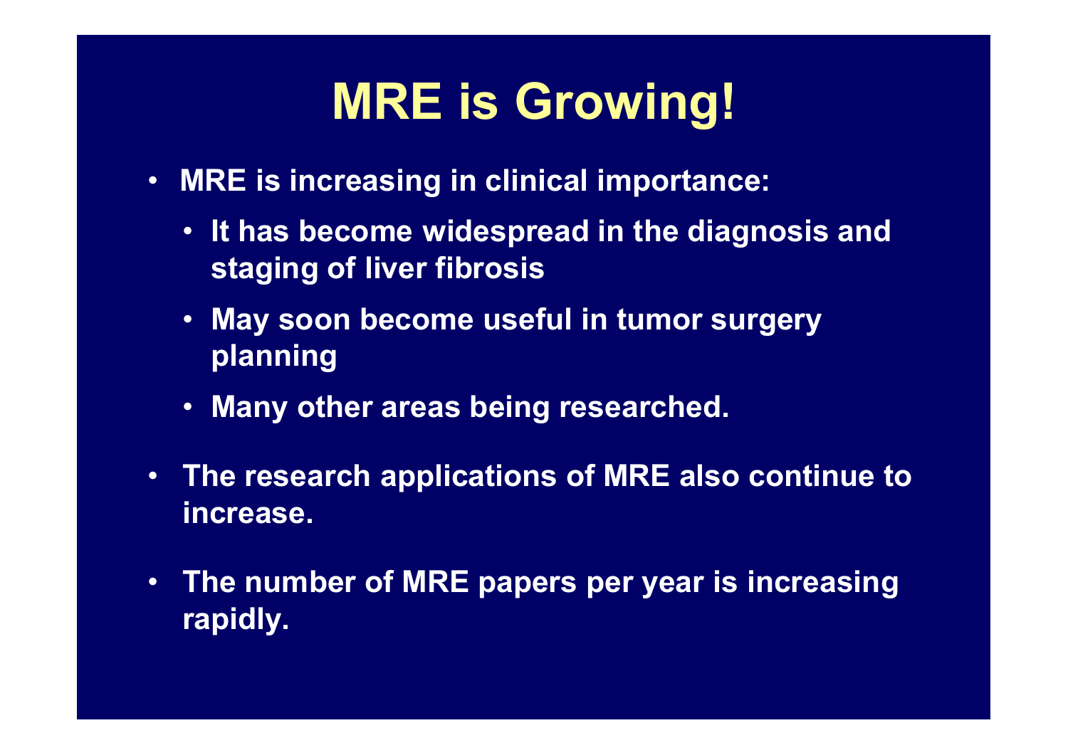# MRE is Growing!

- MRE is increasing in clinical importance:
  - It has become widespread in the diagnosis and staging of liver fibrosis
  - May soon become useful in tumor surgery planning
  - Many other areas being researched.
- The research applications of MRE also continue to increase.
- The number of MRE papers per year is increasing rapidly.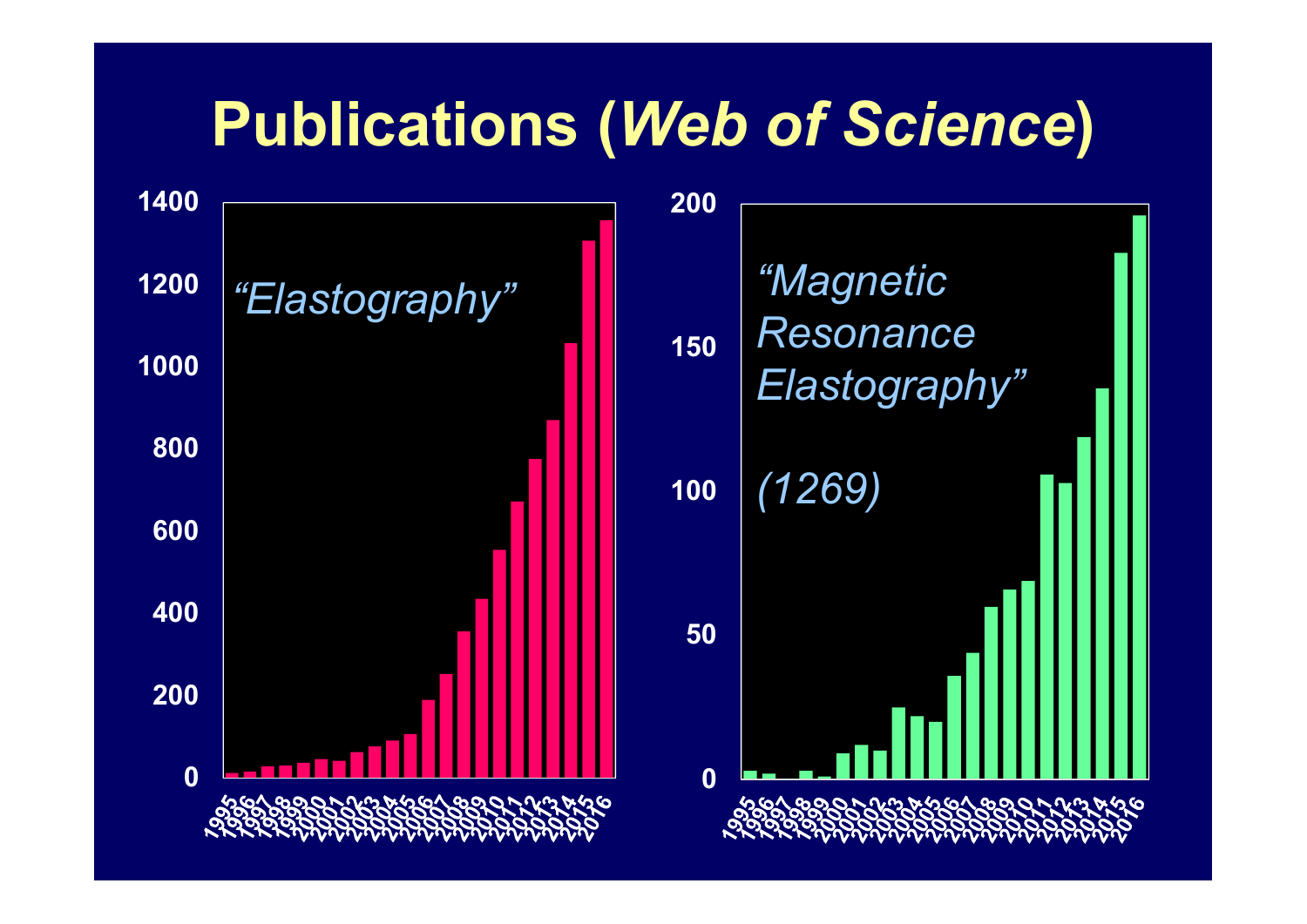# Publications (*Web of Science*)

*"Elastography"*

1400
1200
1000
800
600
400
200
0

1995 1996 1997 1998 1999 2000 2001 2002 2003 2004 2005 2006 2007 2008 2009 2010 2011 2012 2013 2014 2015 2016

*"Magnetic Resonance Elastography"*

*(1269)*

200
150
100
50
0

1995 1996 1997 1998 1999 2000 2001 2002 2003 2004 2005 2006 2007 2008 2009 2010 2011 2012 2013 2014 2015 2016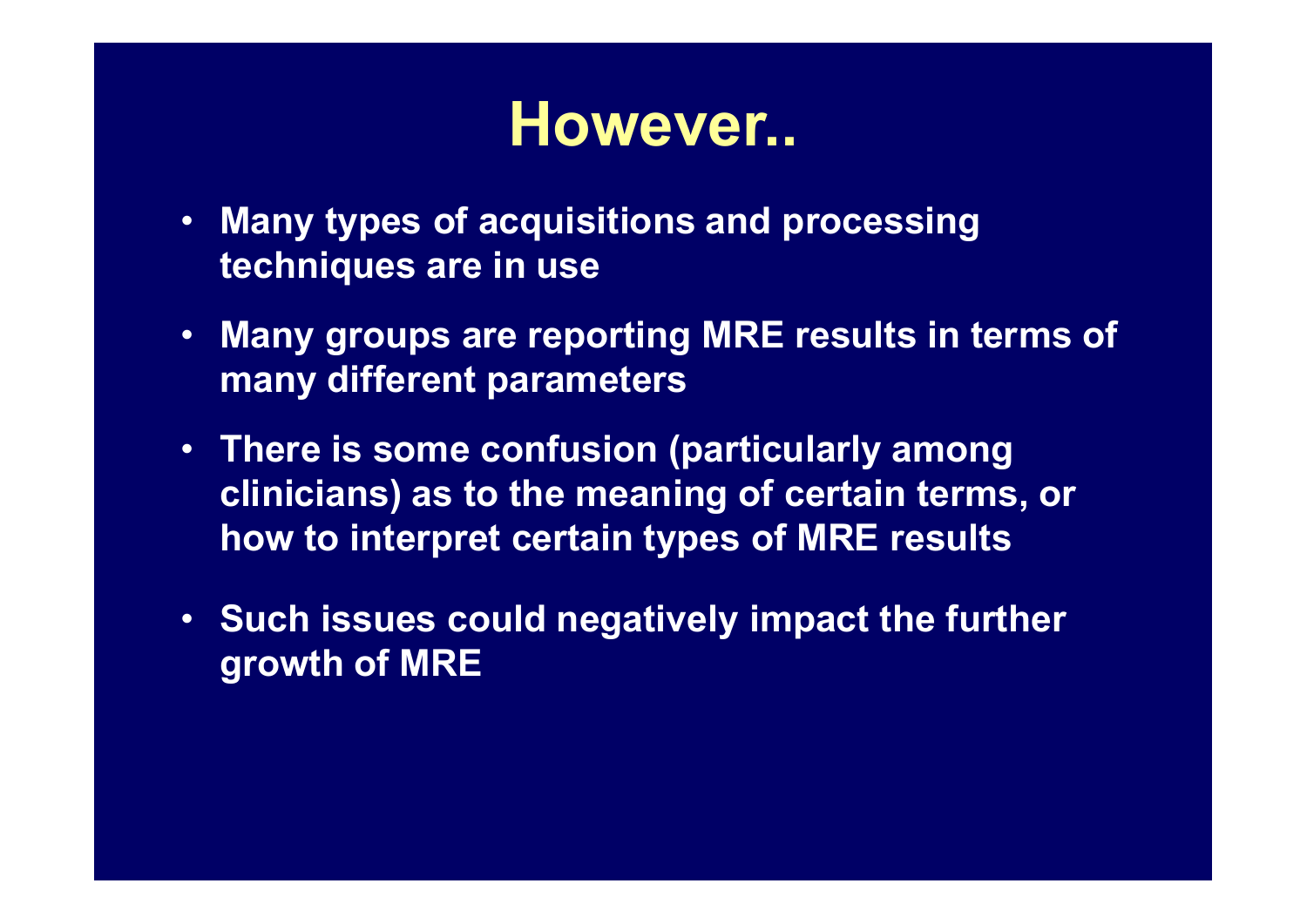# However..

- Many types of acquisitions and processing techniques are in use
- Many groups are reporting MRE results in terms of many different parameters
- There is some confusion (particularly among clinicians) as to the meaning of certain terms, or how to interpret certain types of MRE results
- Such issues could negatively impact the further growth of MRE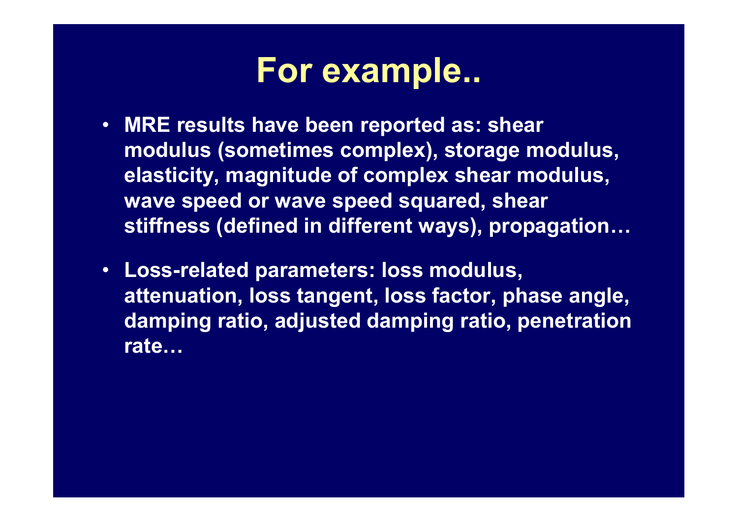# For example..

- **MRE results have been reported as: shear modulus (sometimes complex), storage modulus, elasticity, magnitude of complex shear modulus, wave speed or wave speed squared, shear stiffness (defined in different ways), propagation…**
- **Loss-related parameters: loss modulus, attenuation, loss tangent, loss factor, phase angle, damping ratio, adjusted damping ratio, penetration rate…**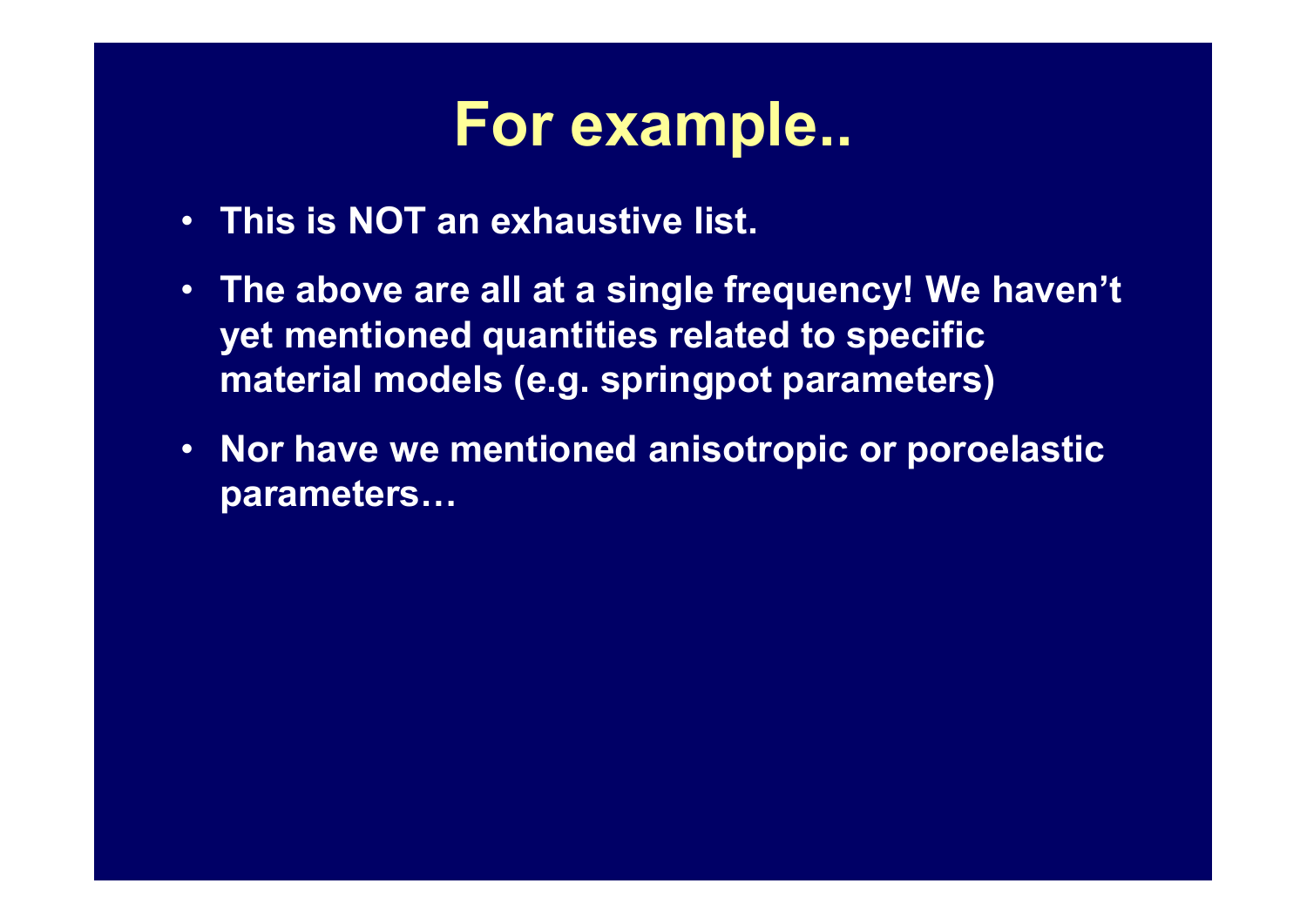# For example..

- This is NOT an exhaustive list.
- The above are all at a single frequency! We haven't yet mentioned quantities related to specific material models (e.g. springpot parameters)
- Nor have we mentioned anisotropic or poroelastic parameters…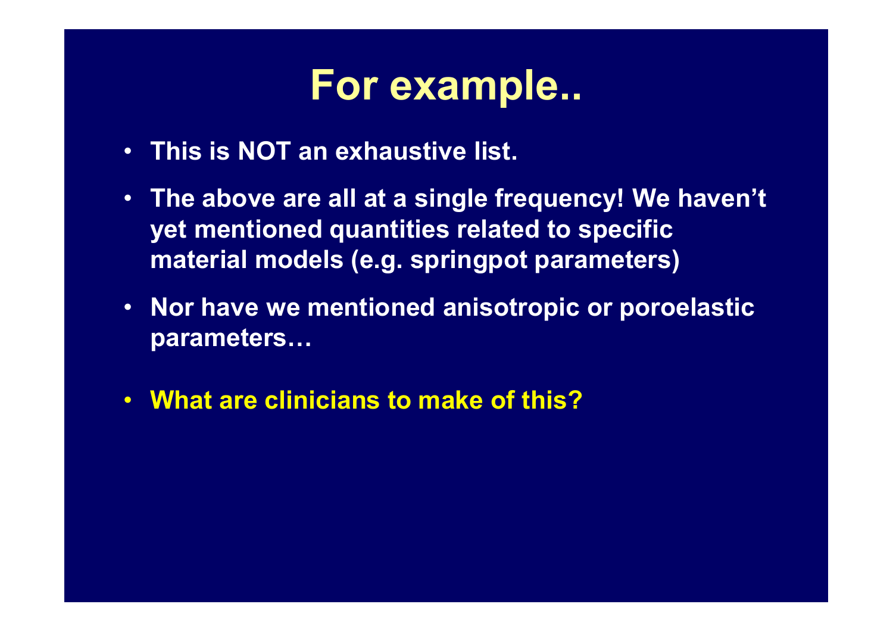# For example..

- This is NOT an exhaustive list.
- The above are all at a single frequency! We haven't yet mentioned quantities related to specific material models (e.g. springpot parameters)
- Nor have we mentioned anisotropic or poroelastic parameters…
- What are clinicians to make of this?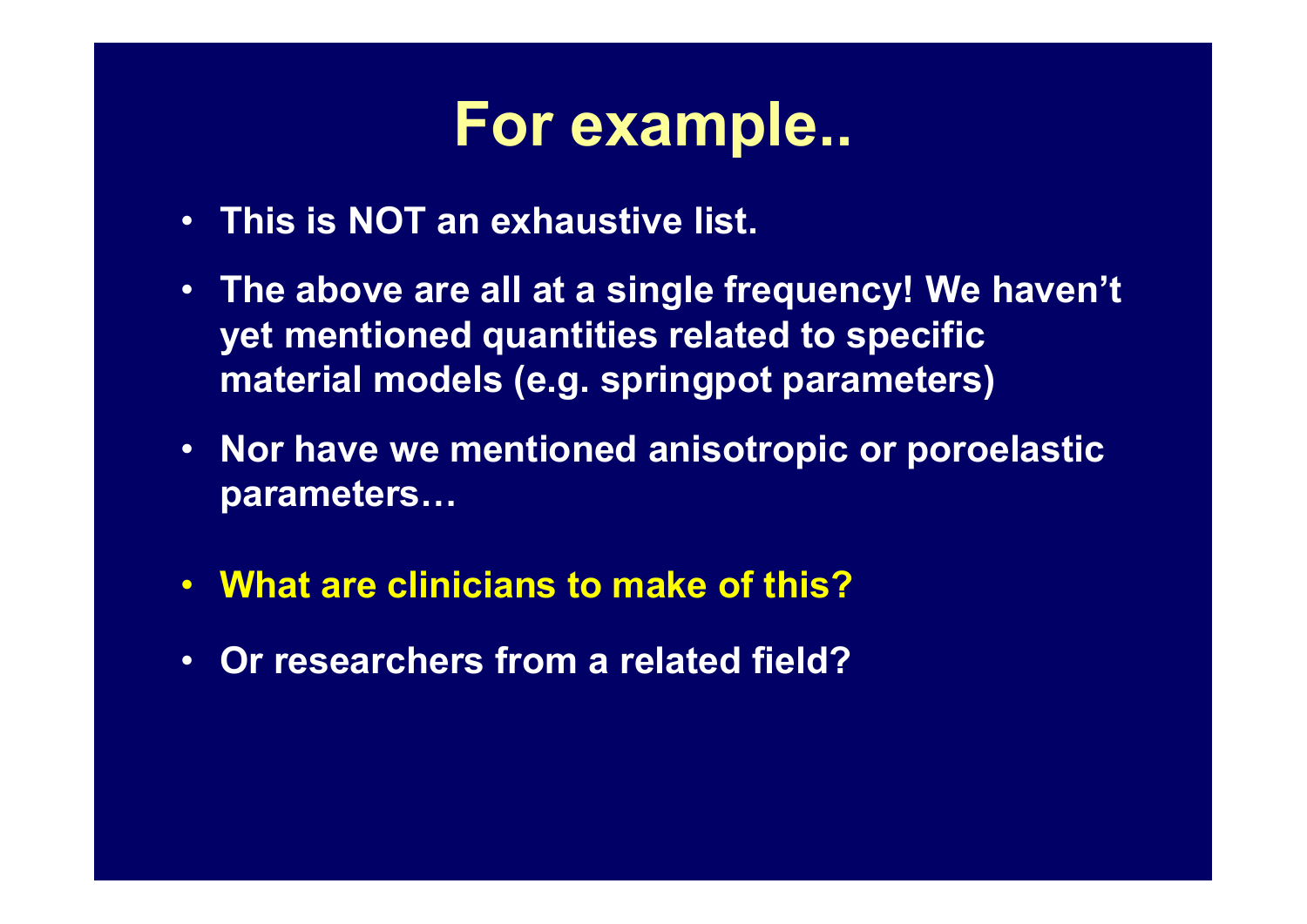# For example..

- **This is NOT an exhaustive list.**
- **The above are all at a single frequency! We haven't yet mentioned quantities related to specific material models (e.g. springpot parameters)**
- **Nor have we mentioned anisotropic or poroelastic parameters…**
- **What are clinicians to make of this?**
- **Or researchers from a related field?**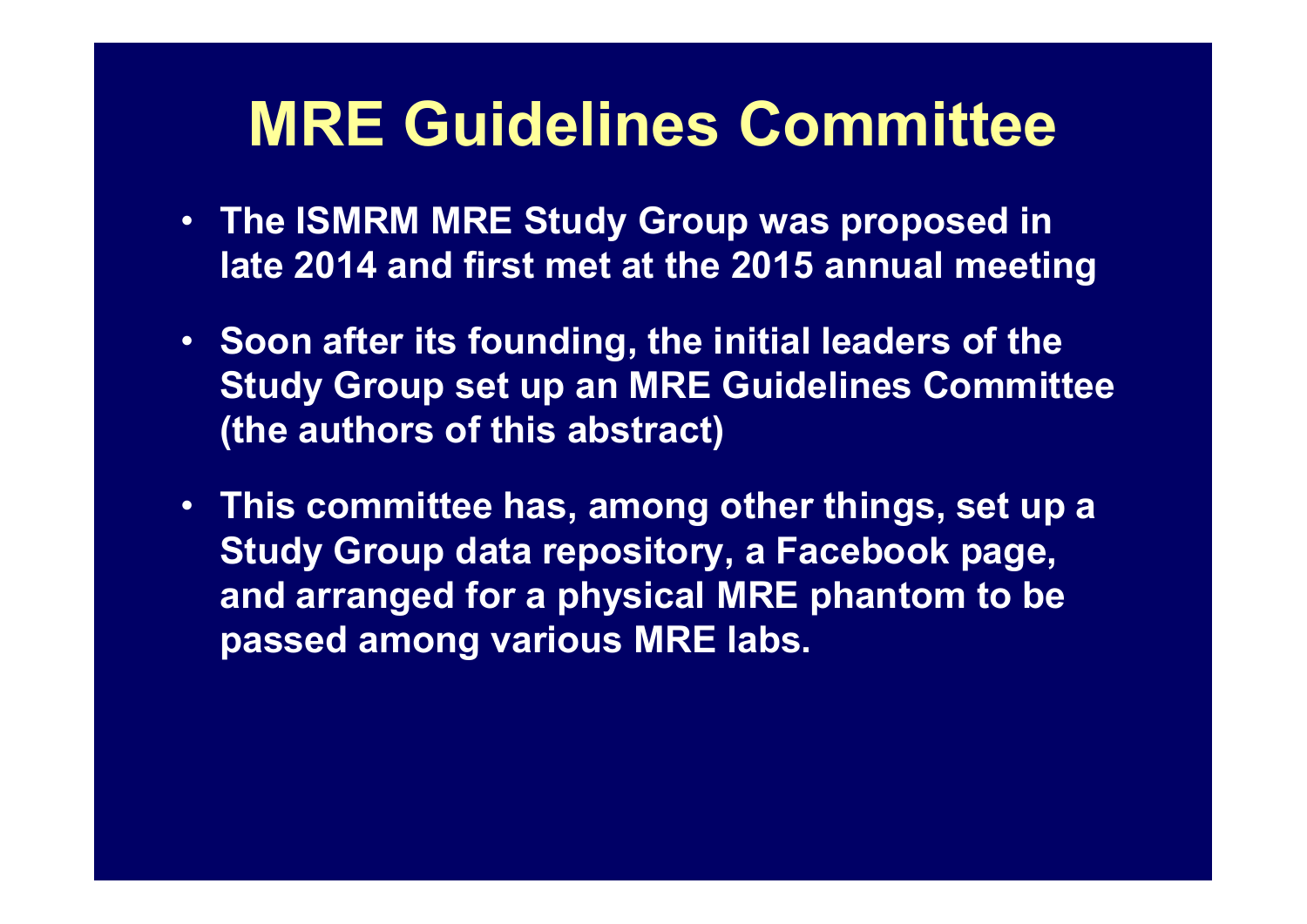# MRE Guidelines Committee

- The ISMRM MRE Study Group was proposed in late 2014 and first met at the 2015 annual meeting
- Soon after its founding, the initial leaders of the Study Group set up an MRE Guidelines Committee (the authors of this abstract)
- This committee has, among other things, set up a Study Group data repository, a Facebook page, and arranged for a physical MRE phantom to be passed among various MRE labs.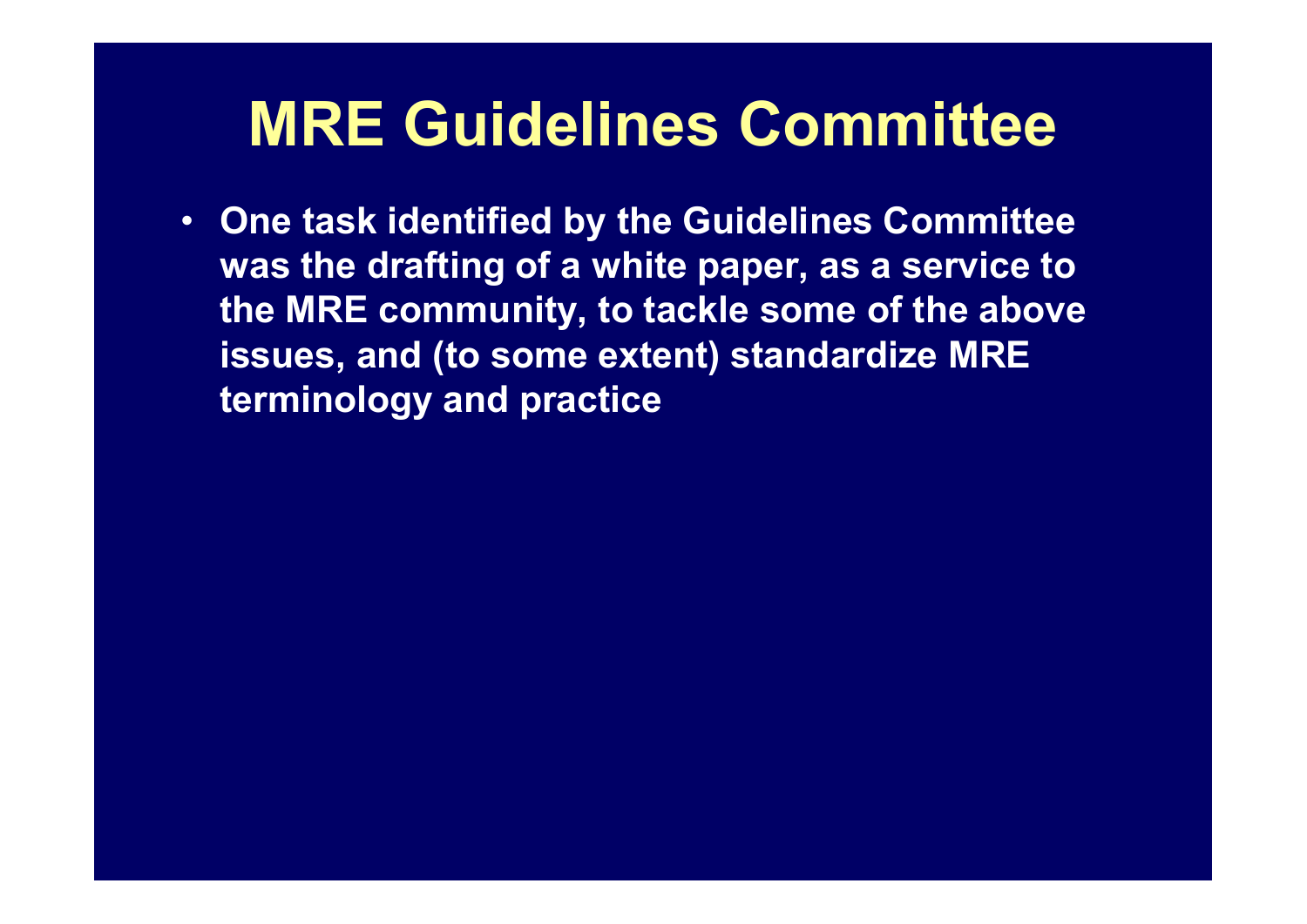# MRE Guidelines Committee

- One task identified by the Guidelines Committee was the drafting of a white paper, as a service to the MRE community, to tackle some of the above issues, and (to some extent) standardize MRE terminology and practice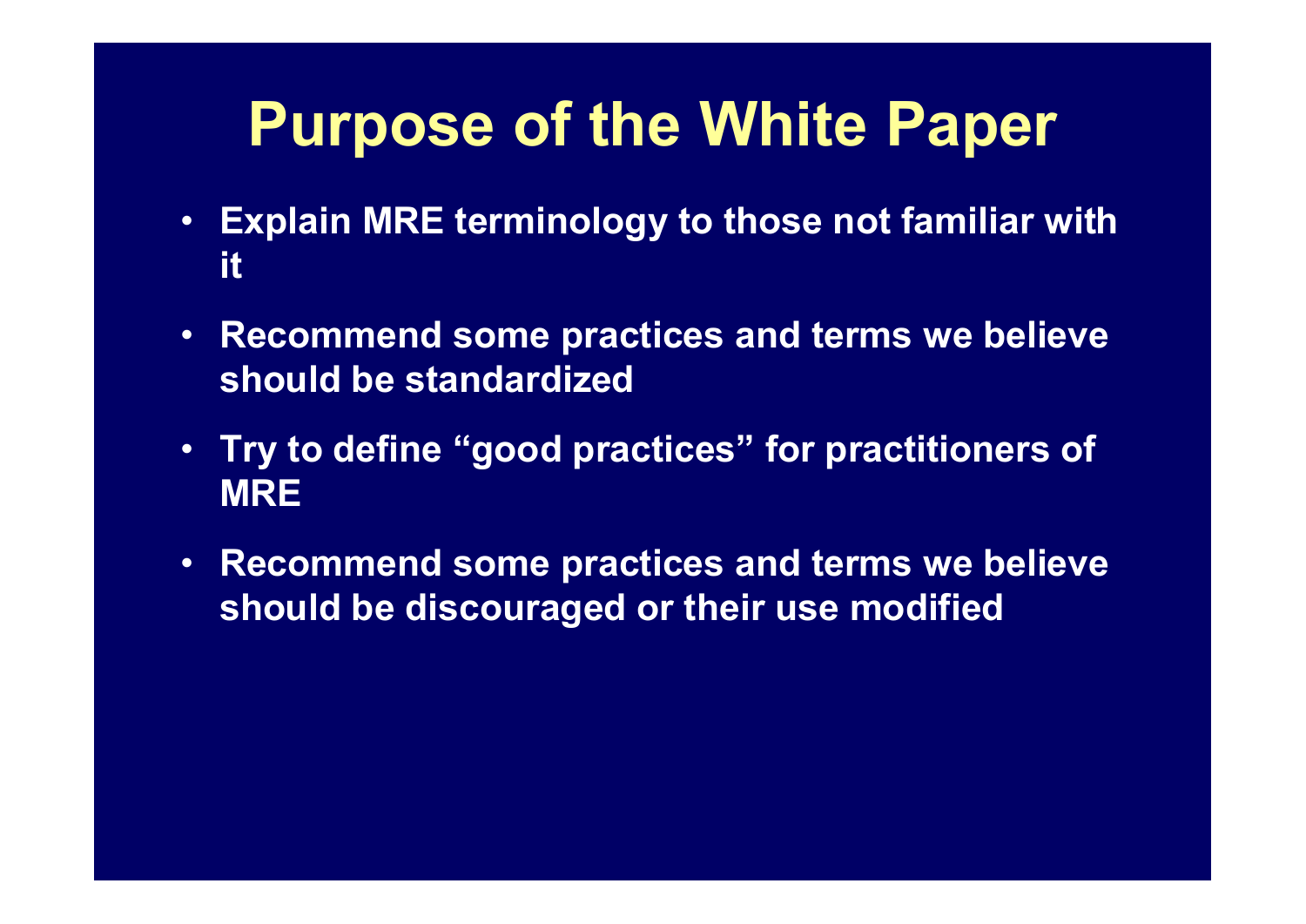# Purpose of the White Paper

- Explain MRE terminology to those not familiar with it
- Recommend some practices and terms we believe should be standardized
- Try to define "good practices" for practitioners of MRE
- Recommend some practices and terms we believe should be discouraged or their use modified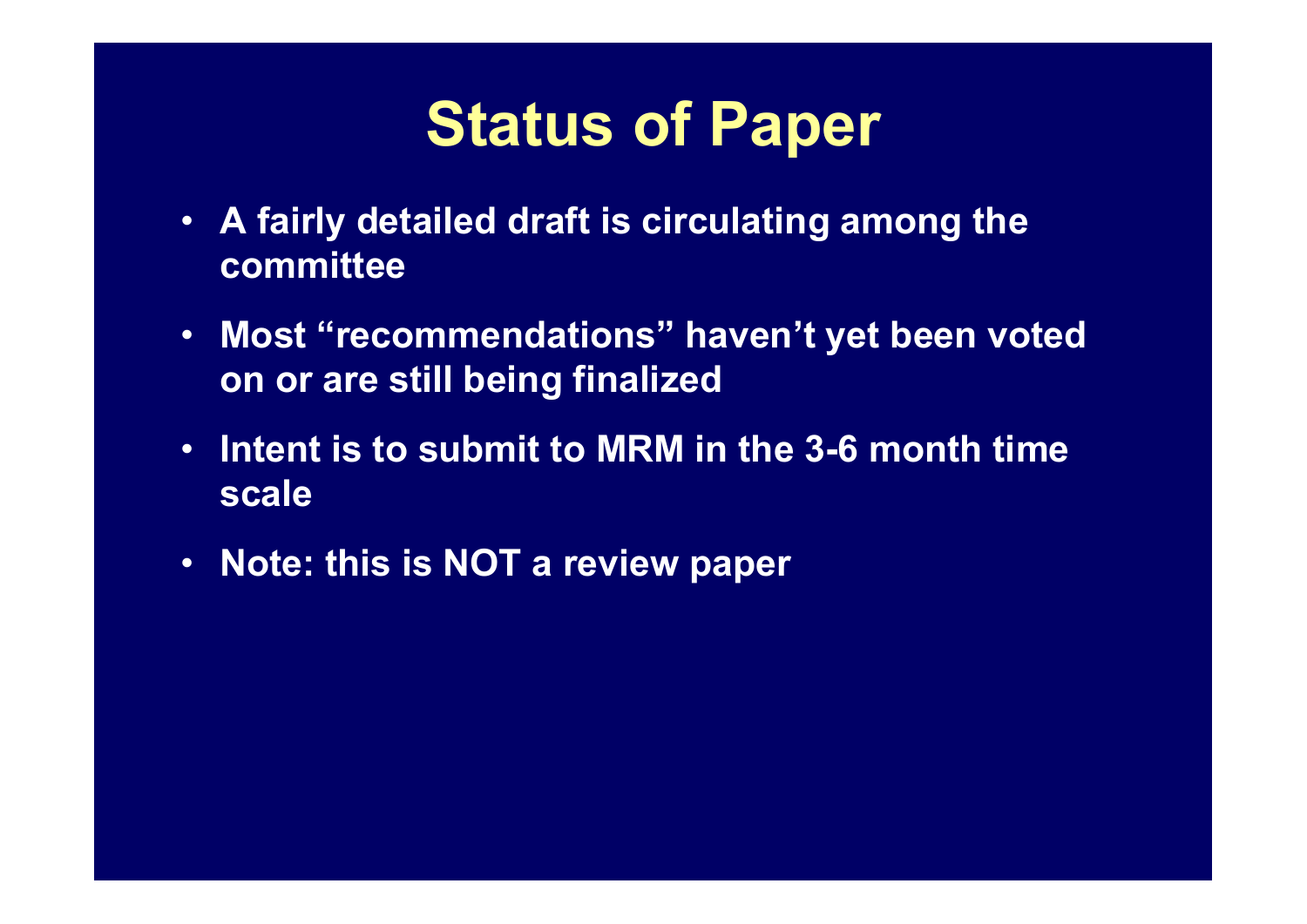# Status of Paper

- A fairly detailed draft is circulating among the committee
- Most “recommendations” haven’t yet been voted on or are still being finalized
- Intent is to submit to MRM in the 3-6 month time scale
- Note: this is NOT a review paper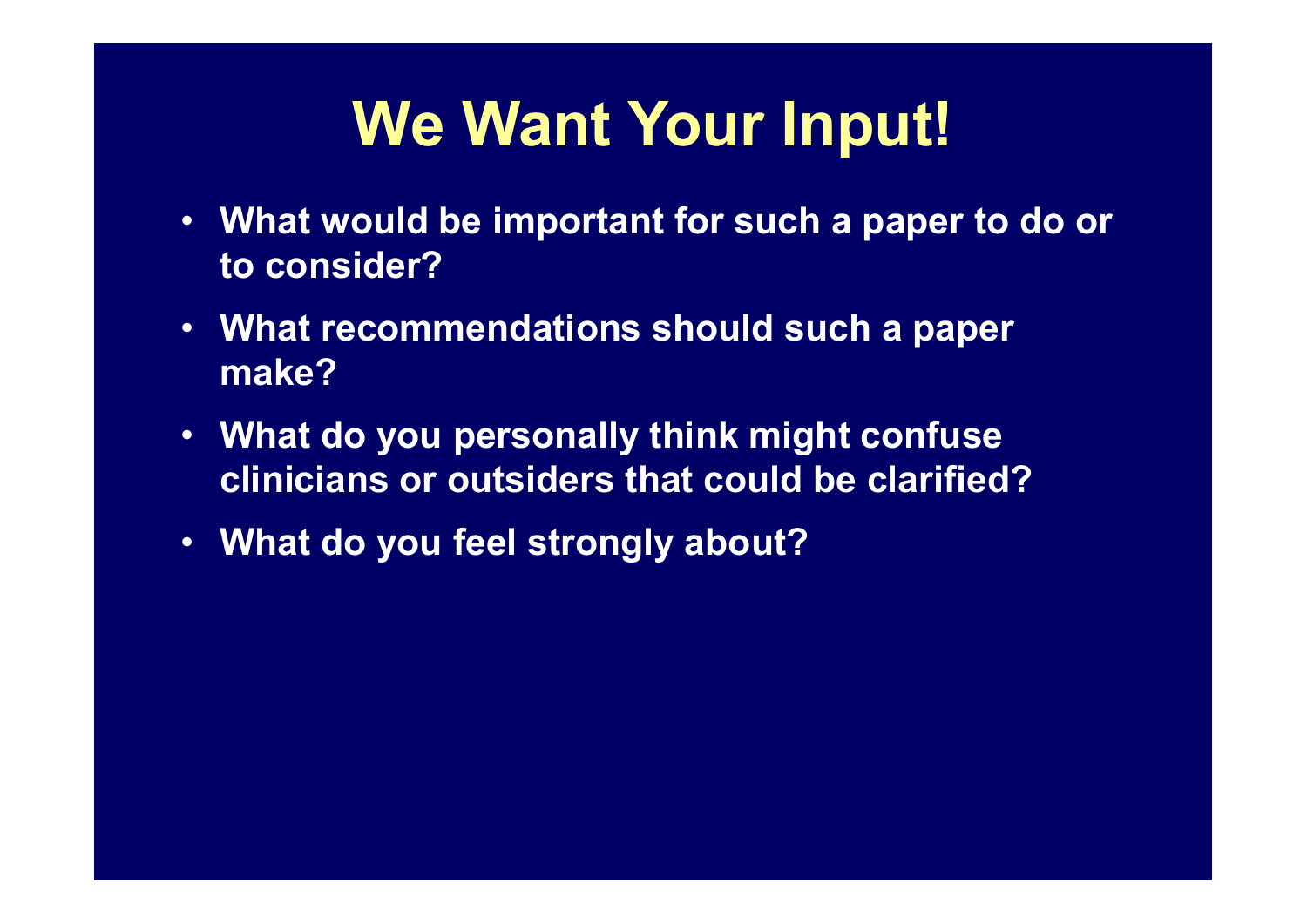# We Want Your Input!

- **What would be important for such a paper to do or to consider?**
- **What recommendations should such a paper make?**
- **What do you personally think might confuse clinicians or outsiders that could be clarified?**
- **What do you feel strongly about?**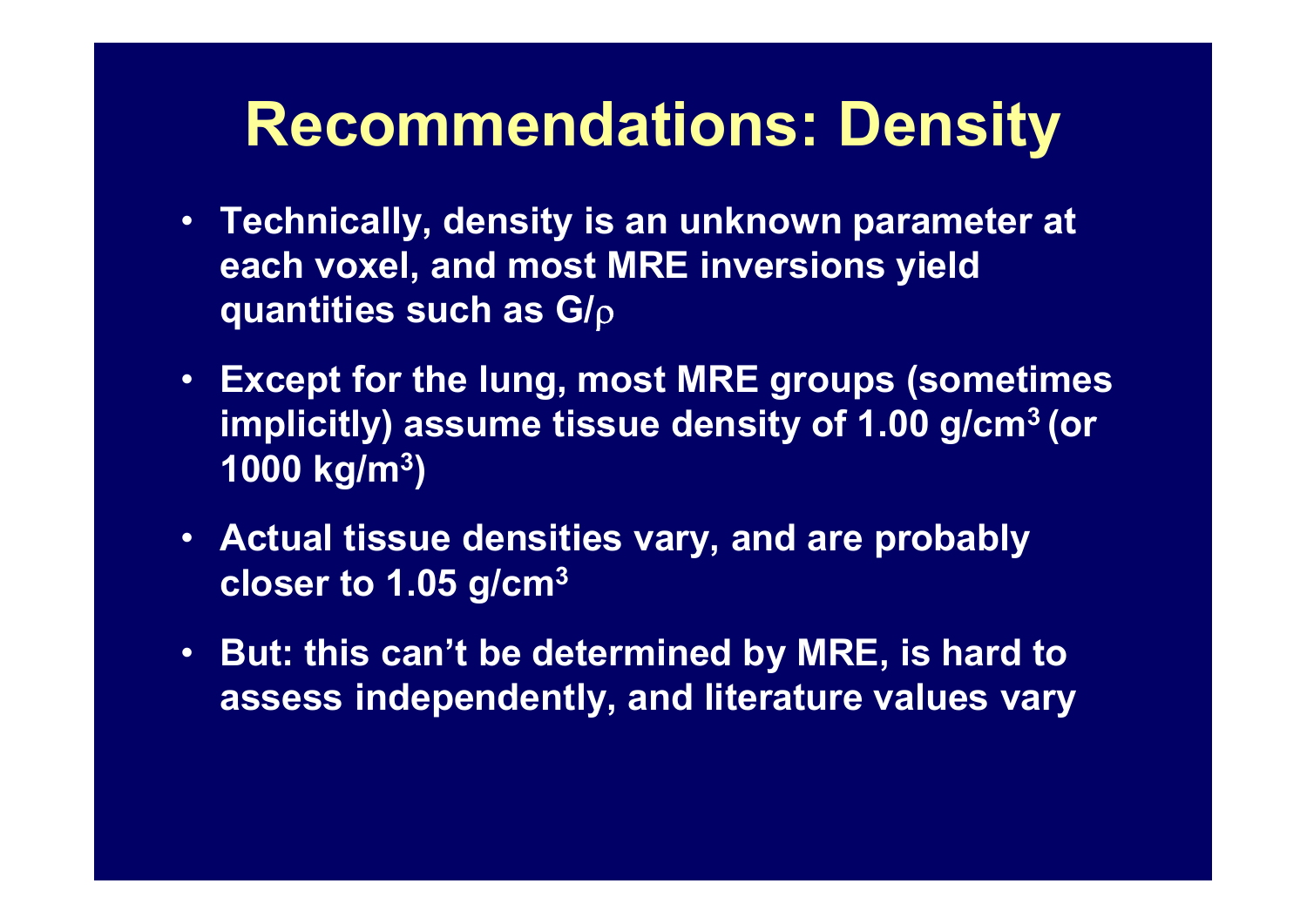# Recommendations: Density

- Technically, density is an unknown parameter at each voxel, and most MRE inversions yield quantities such as $G/\rho$
- Except for the lung, most MRE groups (sometimes implicitly) assume tissue density of 1.00 $g/cm^3$ (or 1000 $kg/m^3$)
- Actual tissue densities vary, and are probably closer to 1.05 $g/cm^3$
- But: this can't be determined by MRE, is hard to assess independently, and literature values vary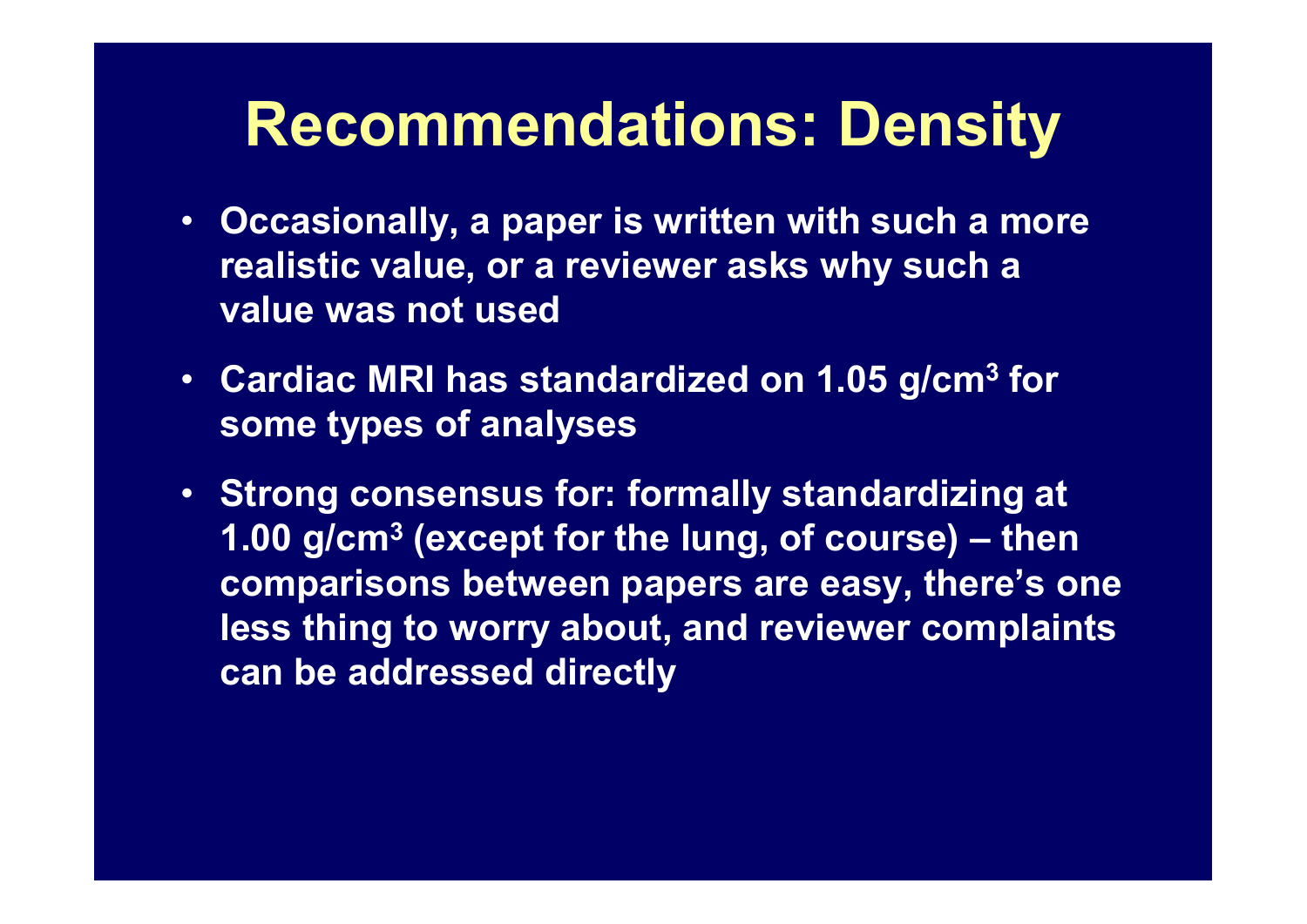# Recommendations: Density

- **Occasionally, a paper is written with such a more realistic value, or a reviewer asks why such a value was not used**
- **Cardiac MRI has standardized on 1.05 g/cm$^3$ for some types of analyses**
- **Strong consensus for: formally standardizing at 1.00 g/cm$^3$ (except for the lung, of course) – then comparisons between papers are easy, there's one less thing to worry about, and reviewer complaints can be addressed directly**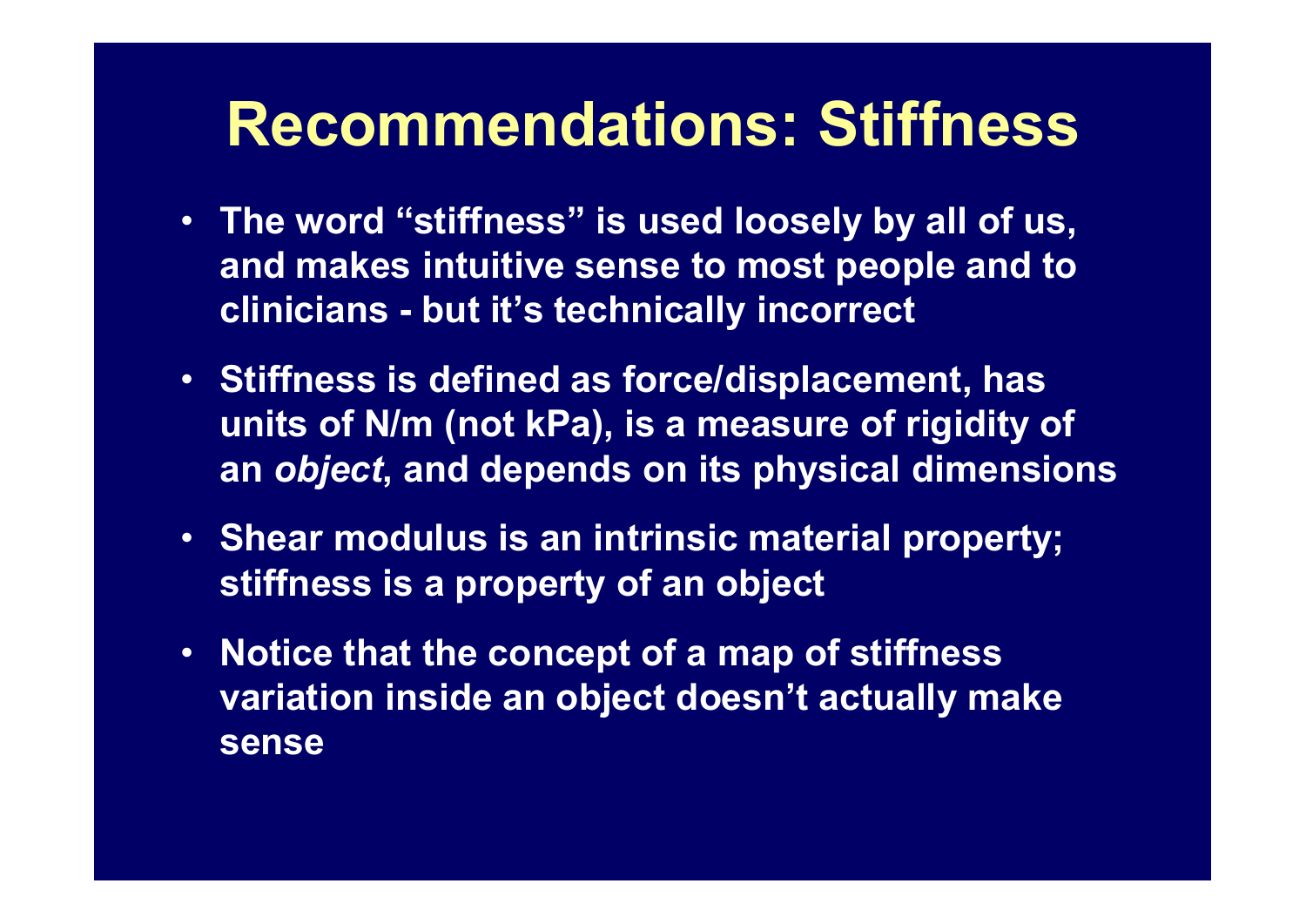# Recommendations: Stiffness

- The word "stiffness" is used loosely by all of us, and makes intuitive sense to most people and to clinicians - but it's technically incorrect
- Stiffness is defined as force/displacement, has units of N/m (not kPa), is a measure of rigidity of an *object*, and depends on its physical dimensions
- Shear modulus is an intrinsic material property; stiffness is a property of an object
- Notice that the concept of a map of stiffness variation inside an object doesn't actually make sense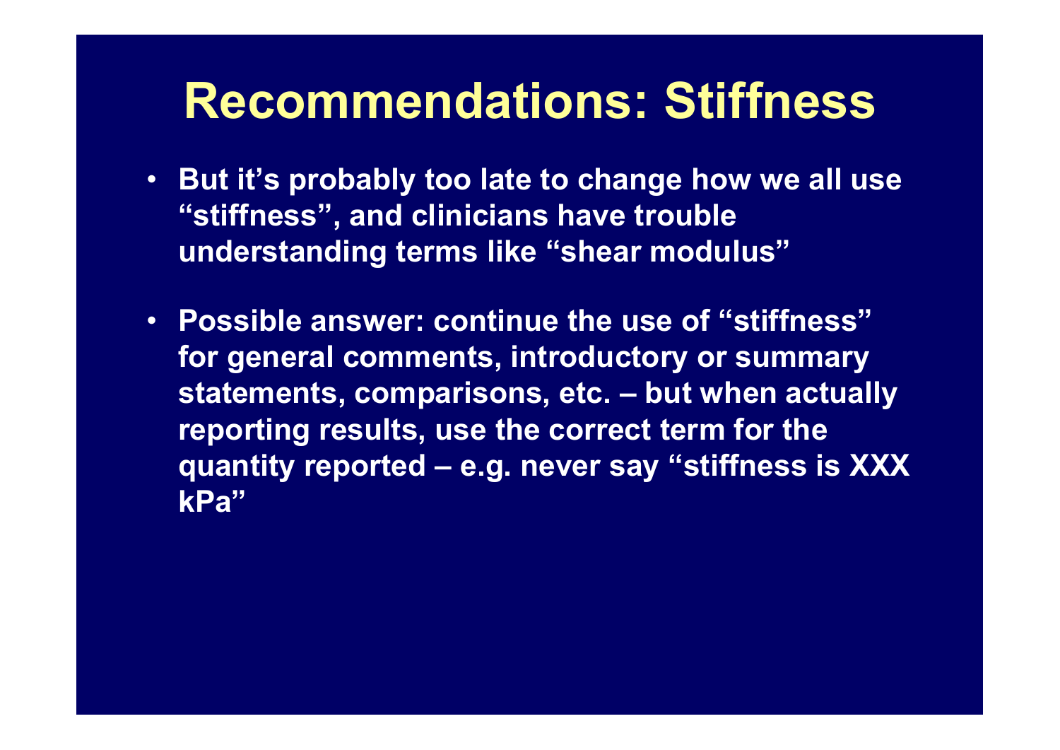# Recommendations: Stiffness

- But it's probably too late to change how we all use "stiffness", and clinicians have trouble understanding terms like "shear modulus"
- Possible answer: continue the use of "stiffness" for general comments, introductory or summary statements, comparisons, etc. – but when actually reporting results, use the correct term for the quantity reported – e.g. never say "stiffness is XXX kPa"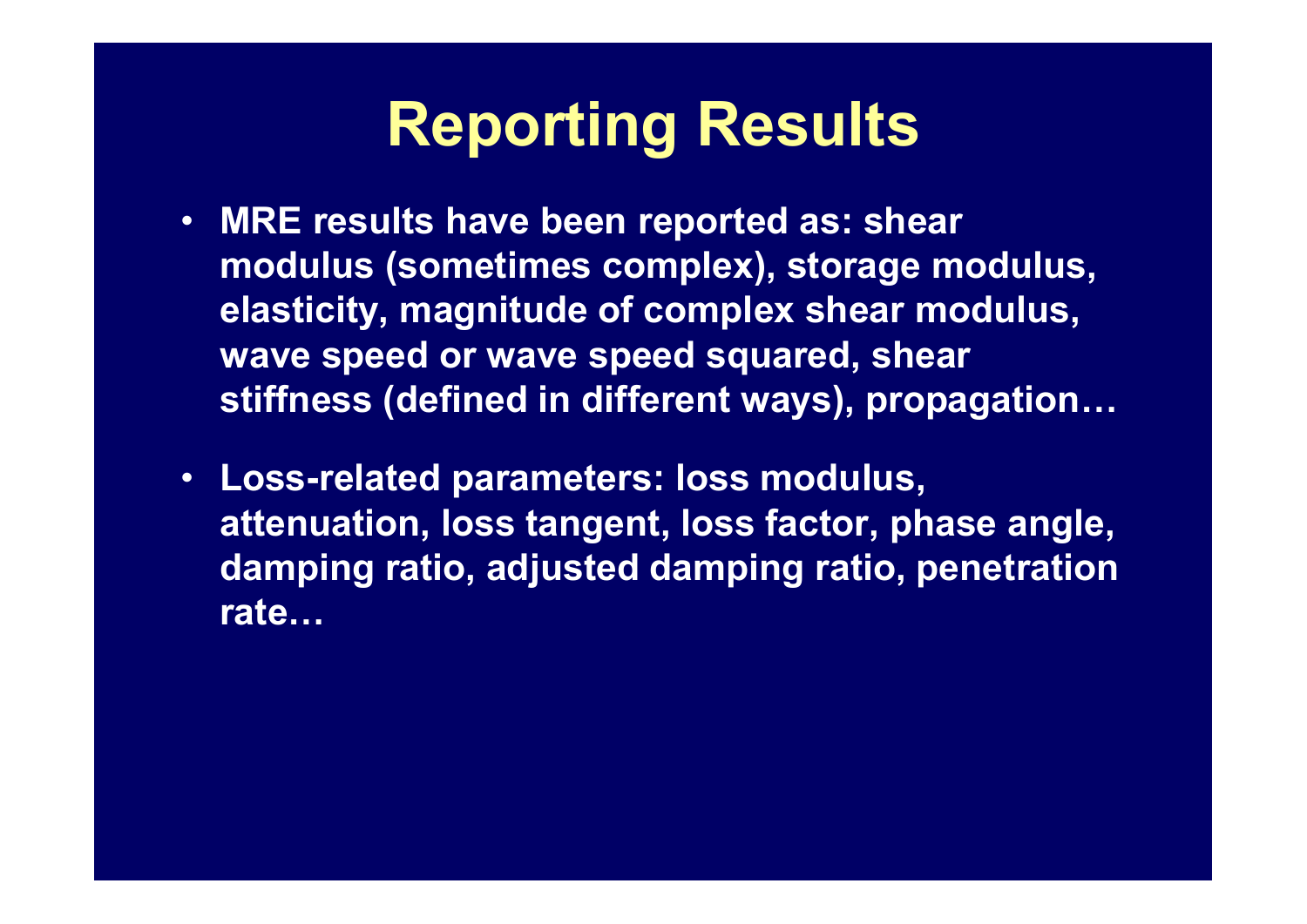# Reporting Results

- **MRE results have been reported as: shear modulus (sometimes complex), storage modulus, elasticity, magnitude of complex shear modulus, wave speed or wave speed squared, shear stiffness (defined in different ways), propagation…**
- **Loss-related parameters: loss modulus, attenuation, loss tangent, loss factor, phase angle, damping ratio, adjusted damping ratio, penetration rate…**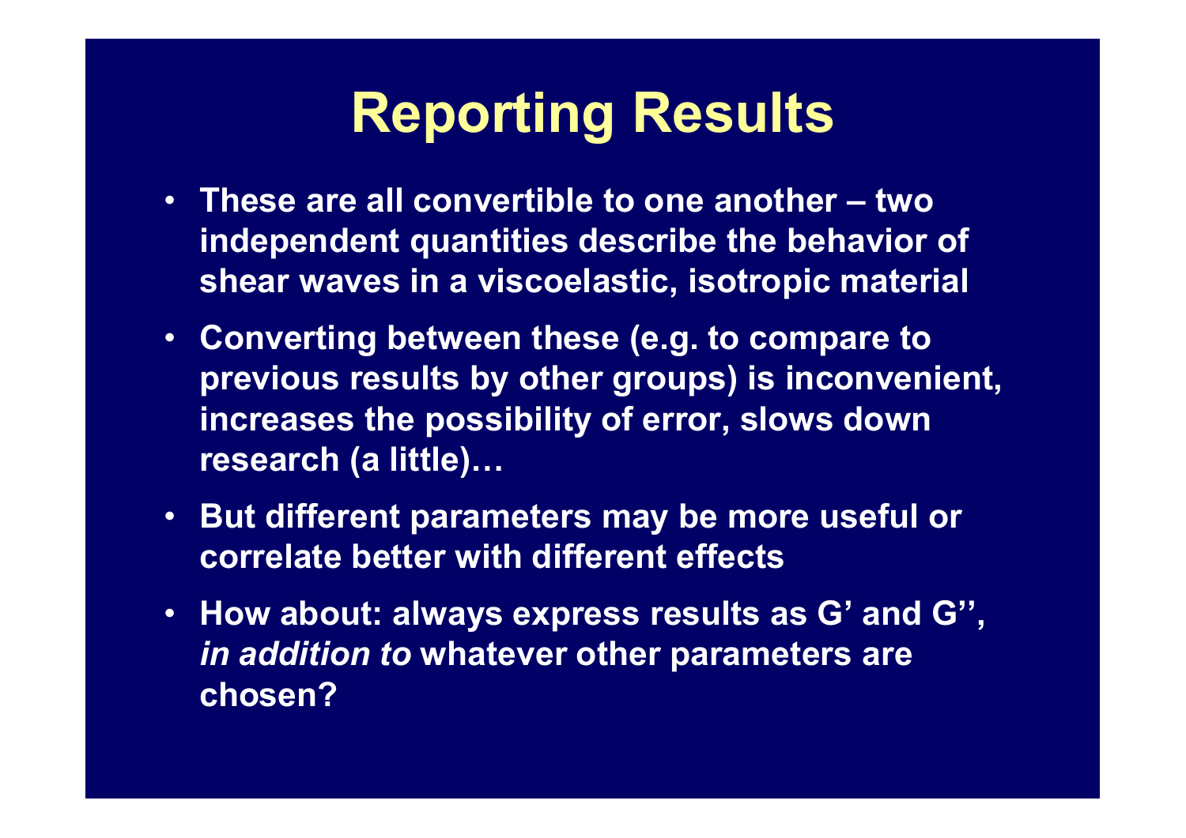# Reporting Results

- These are all convertible to one another – two independent quantities describe the behavior of shear waves in a viscoelastic, isotropic material
- Converting between these (e.g. to compare to previous results by other groups) is inconvenient, increases the possibility of error, slows down research (a little)…
- But different parameters may be more useful or correlate better with different effects
- How about: always express results as G' and G'', *in addition to* whatever other parameters are chosen?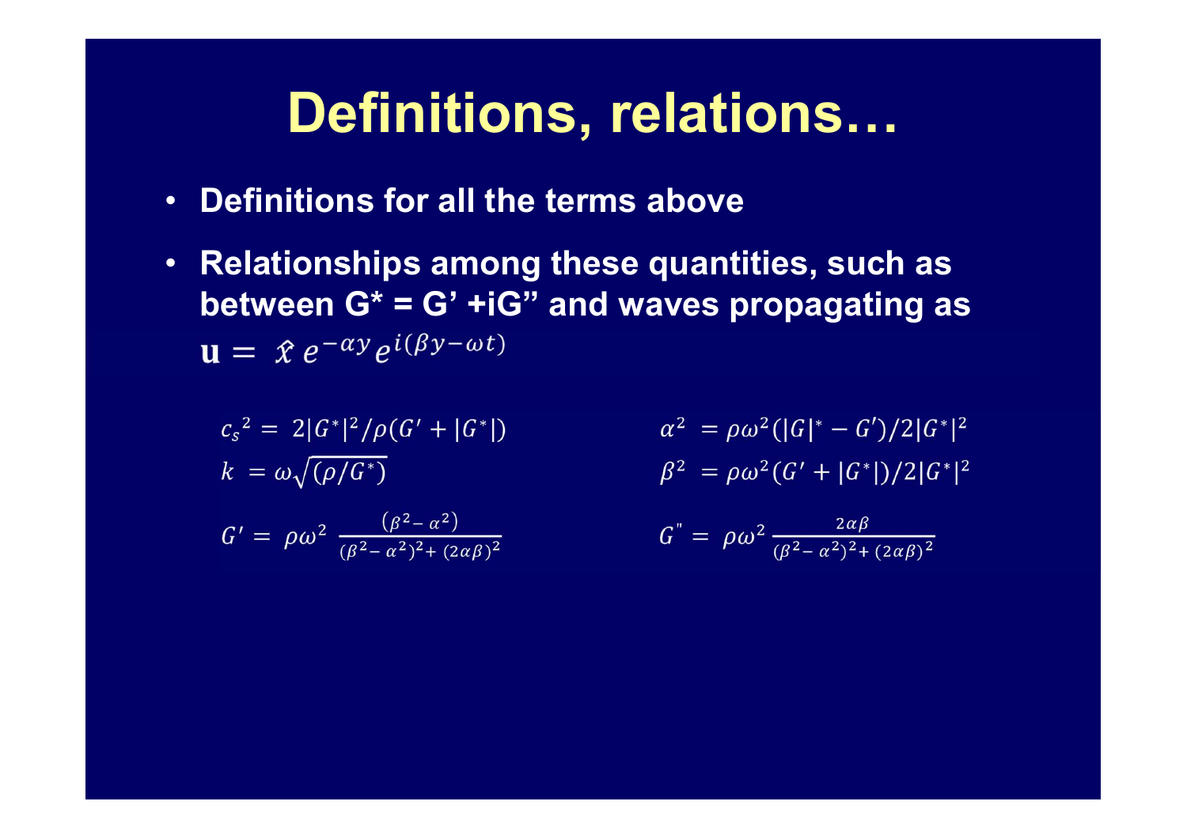# Definitions, relations…

- **Definitions for all the terms above**
- **Relationships among these quantities, such as between G* = G' +iG" and waves propagating as** $\mathbf{u} = \hat{x}\, e^{-\alpha y} e^{i(\beta y - \omega t)}$

$$c_s{}^2 = 2|G^*|^2/\rho(G' + |G^*|)$$

$$k = \omega\sqrt{(\rho/G^*)}$$

$$G' = \rho\omega^2 \frac{(\beta^2 - \alpha^2)}{(\beta^2 - \alpha^2)^2 + (2\alpha\beta)^2}$$

$$\alpha^2 = \rho\omega^2(|G|^* - G')/2|G^*|^2$$

$$\beta^2 = \rho\omega^2(G' + |G^*|)/2|G^*|^2$$

$$G^" = \rho\omega^2 \frac{2\alpha\beta}{(\beta^2 - \alpha^2)^2 + (2\alpha\beta)^2}$$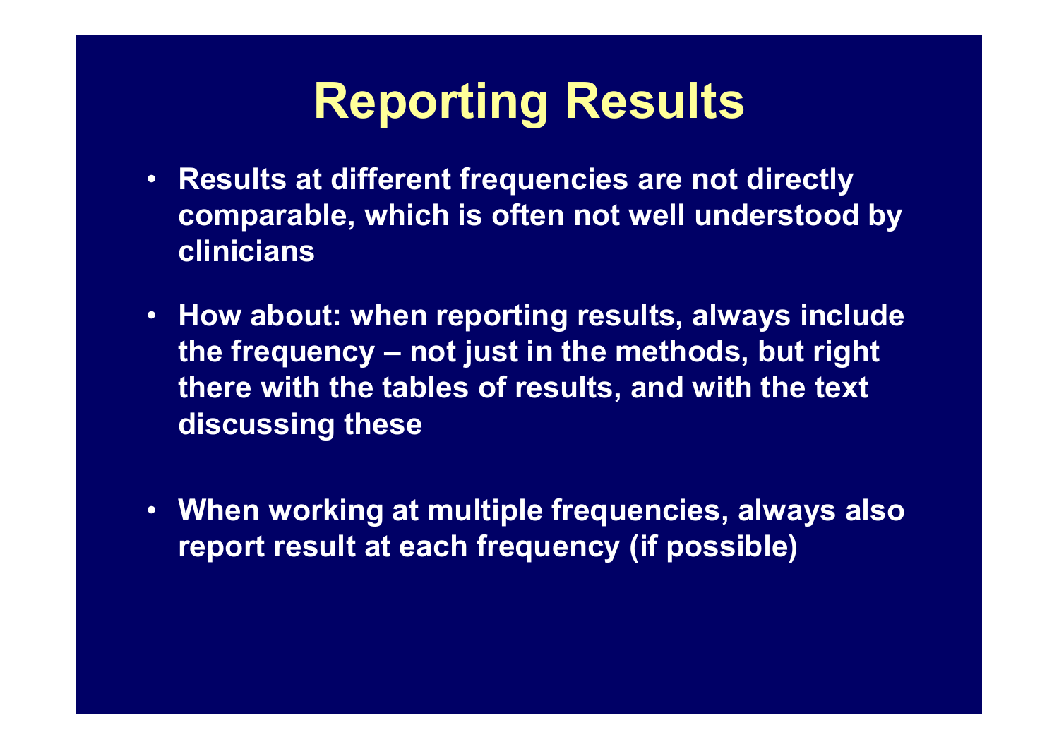# Reporting Results

- **Results at different frequencies are not directly comparable, which is often not well understood by clinicians**
- **How about: when reporting results, always include the frequency – not just in the methods, but right there with the tables of results, and with the text discussing these**
- **When working at multiple frequencies, always also report result at each frequency (if possible)**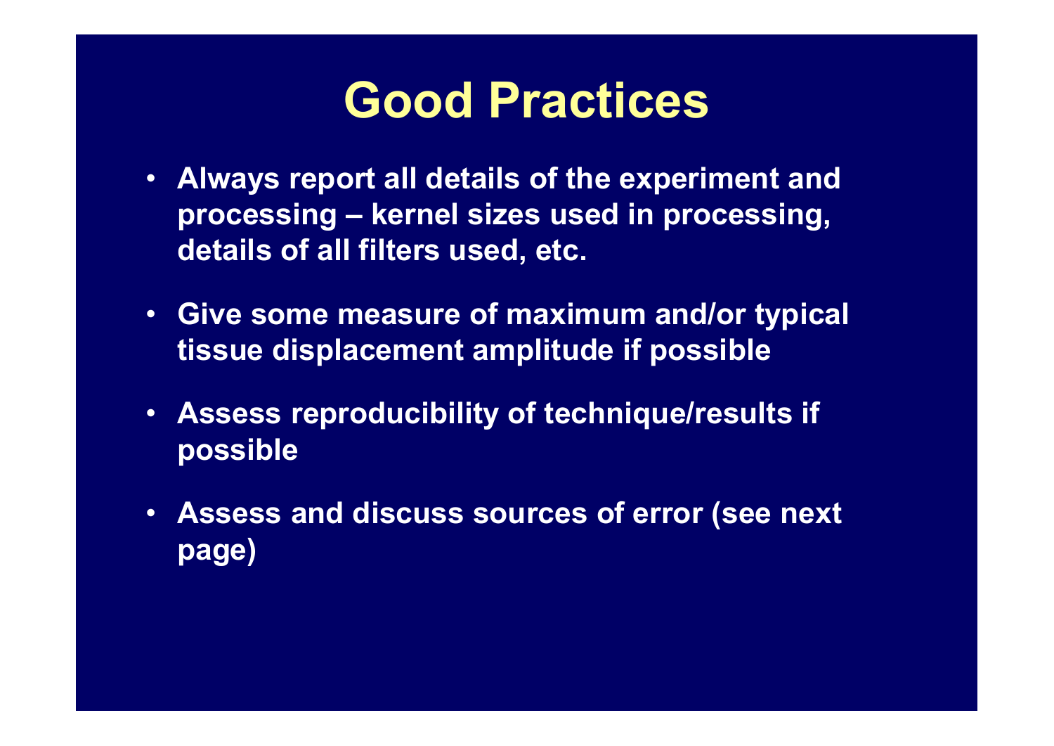# Good Practices

- Always report all details of the experiment and processing – kernel sizes used in processing, details of all filters used, etc.
- Give some measure of maximum and/or typical tissue displacement amplitude if possible
- Assess reproducibility of technique/results if possible
- Assess and discuss sources of error (see next page)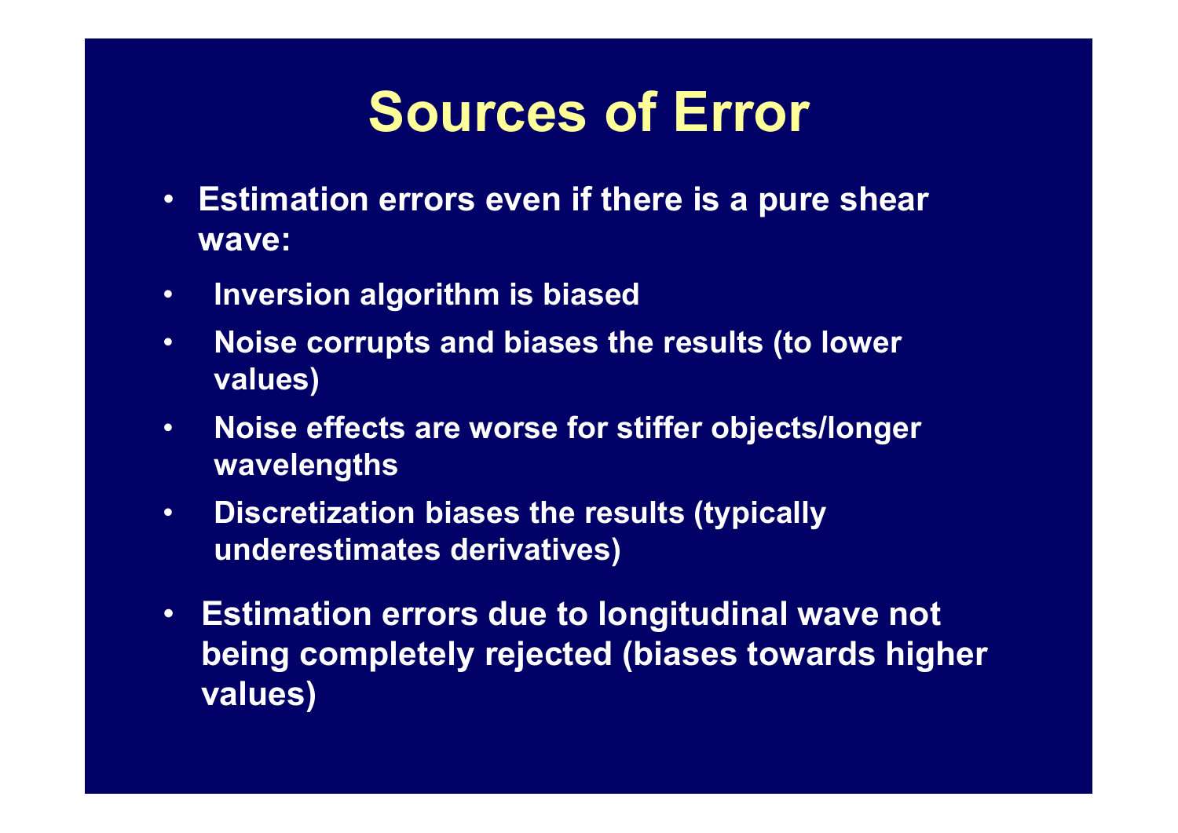# Sources of Error

- **Estimation errors even if there is a pure shear wave:**
- **Inversion algorithm is biased**
- **Noise corrupts and biases the results (to lower values)**
- **Noise effects are worse for stiffer objects/longer wavelengths**
- **Discretization biases the results (typically underestimates derivatives)**
- **Estimation errors due to longitudinal wave not being completely rejected (biases towards higher values)**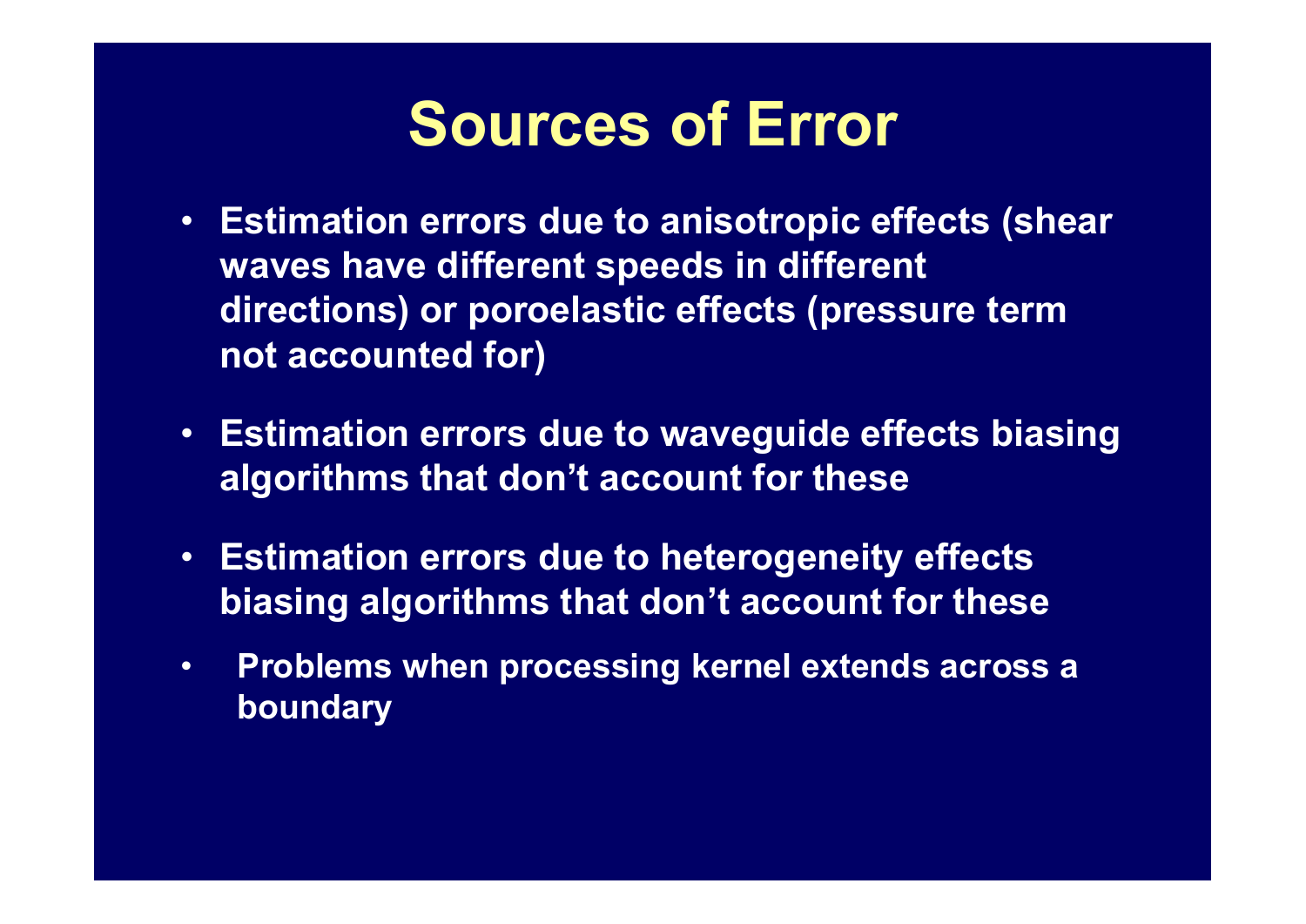# Sources of Error

- **Estimation errors due to anisotropic effects (shear waves have different speeds in different directions) or poroelastic effects (pressure term not accounted for)**
- **Estimation errors due to waveguide effects biasing algorithms that don't account for these**
- **Estimation errors due to heterogeneity effects biasing algorithms that don't account for these**
- **Problems when processing kernel extends across a boundary**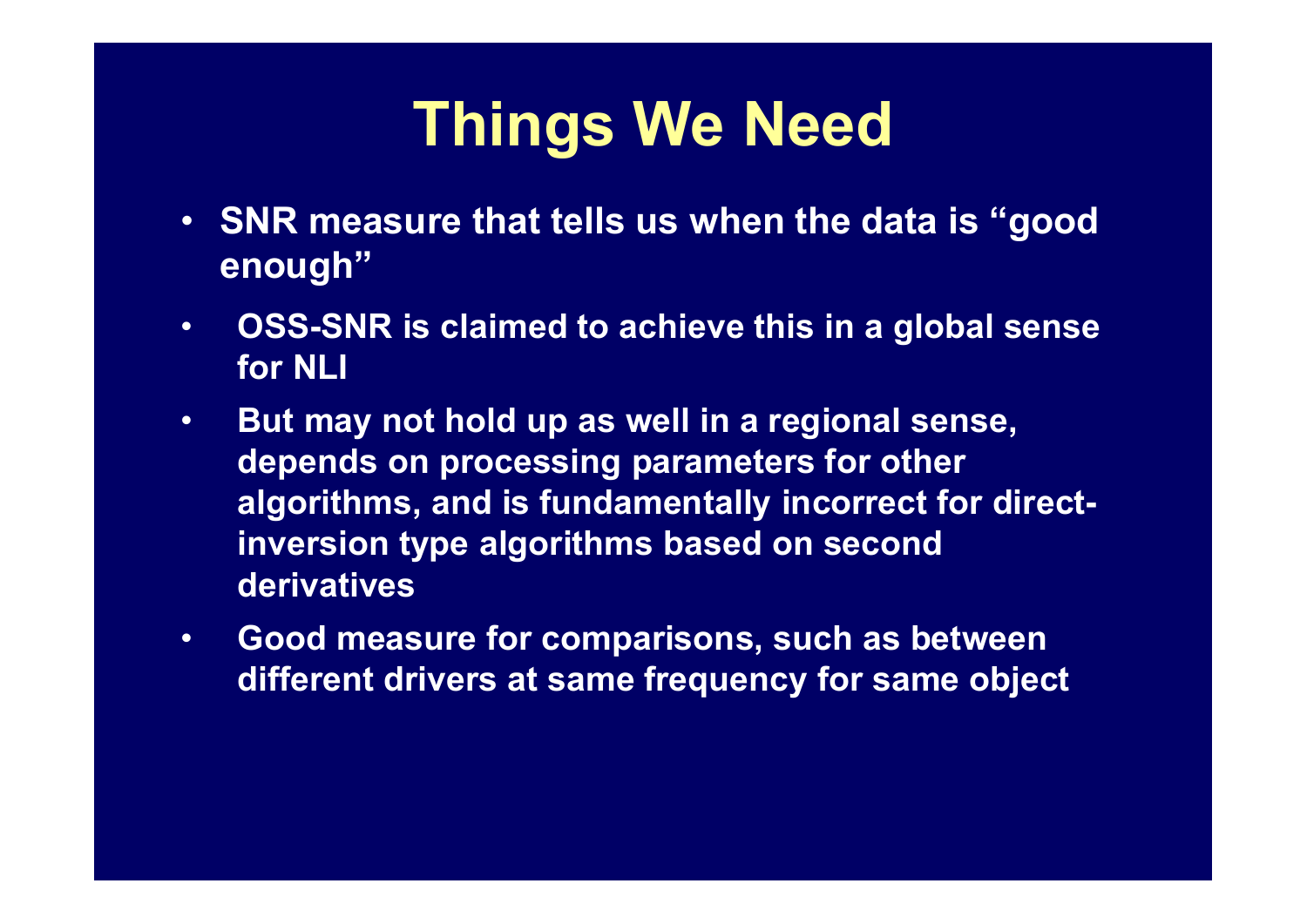# Things We Need

- SNR measure that tells us when the data is "good enough"
- OSS-SNR is claimed to achieve this in a global sense for NLI
- But may not hold up as well in a regional sense, depends on processing parameters for other algorithms, and is fundamentally incorrect for direct-inversion type algorithms based on second derivatives
- Good measure for comparisons, such as between different drivers at same frequency for same object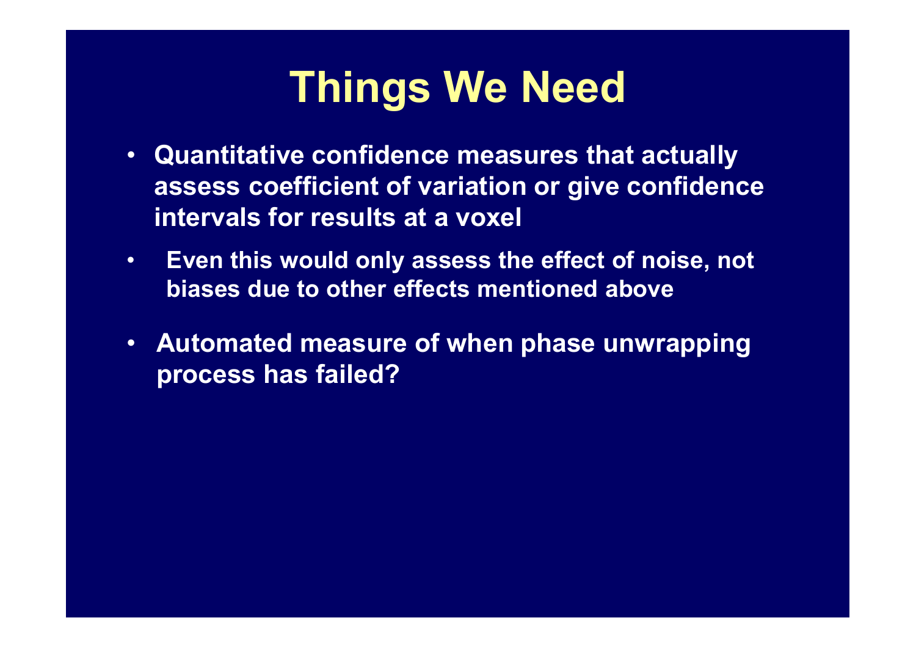# Things We Need

- Quantitative confidence measures that actually assess coefficient of variation or give confidence intervals for results at a voxel
- Even this would only assess the effect of noise, not biases due to other effects mentioned above
- Automated measure of when phase unwrapping process has failed?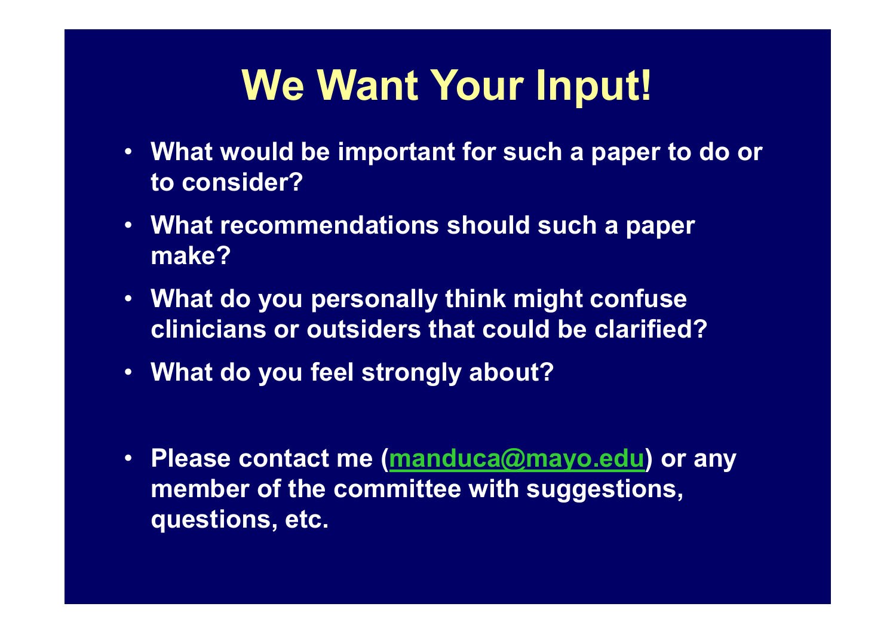# We Want Your Input!

- **What would be important for such a paper to do or to consider?**
- **What recommendations should such a paper make?**
- **What do you personally think might confuse clinicians or outsiders that could be clarified?**
- **What do you feel strongly about?**

- **Please contact me (manduca@mayo.edu) or any member of the committee with suggestions, questions, etc.**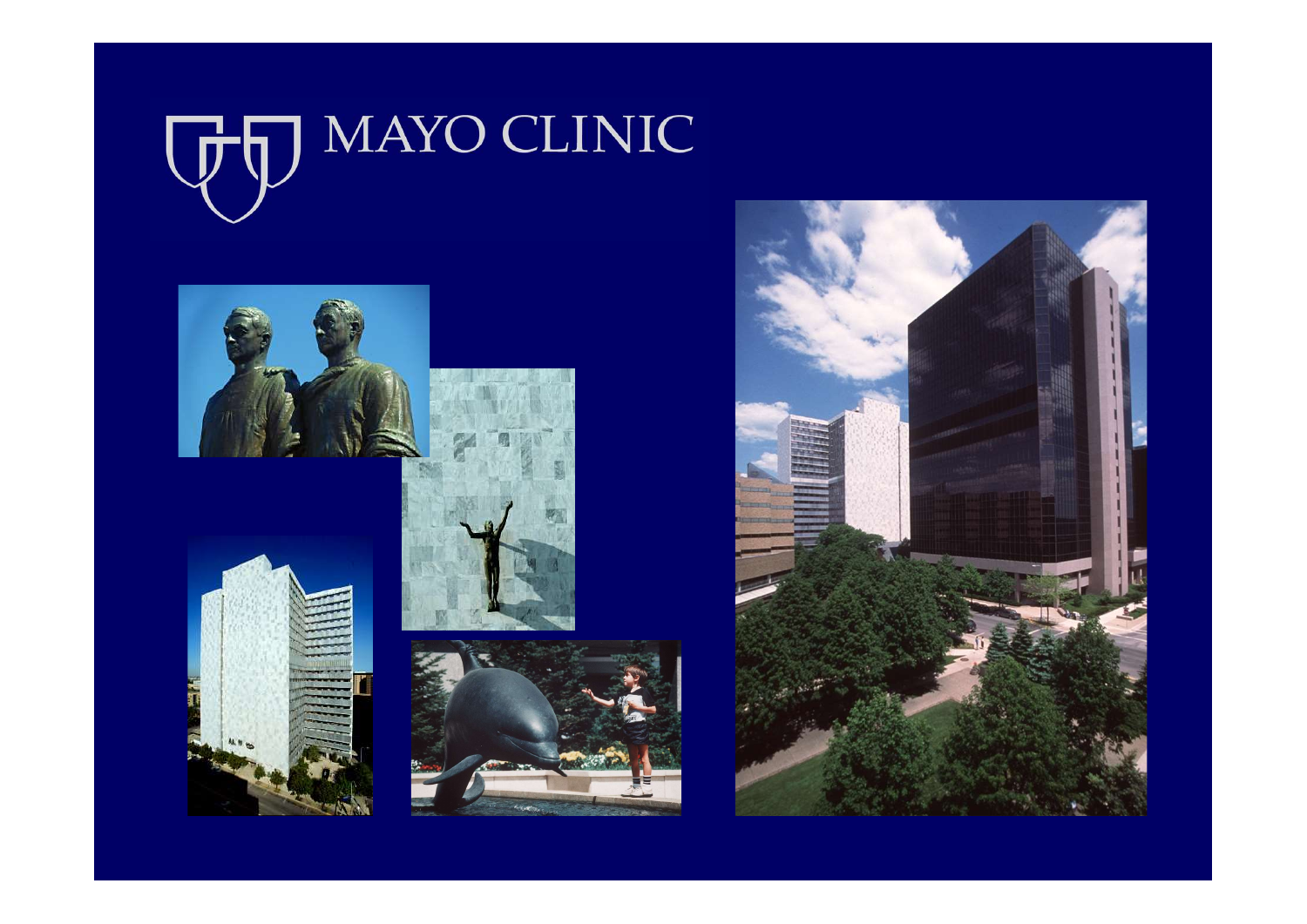MAYO CLINIC